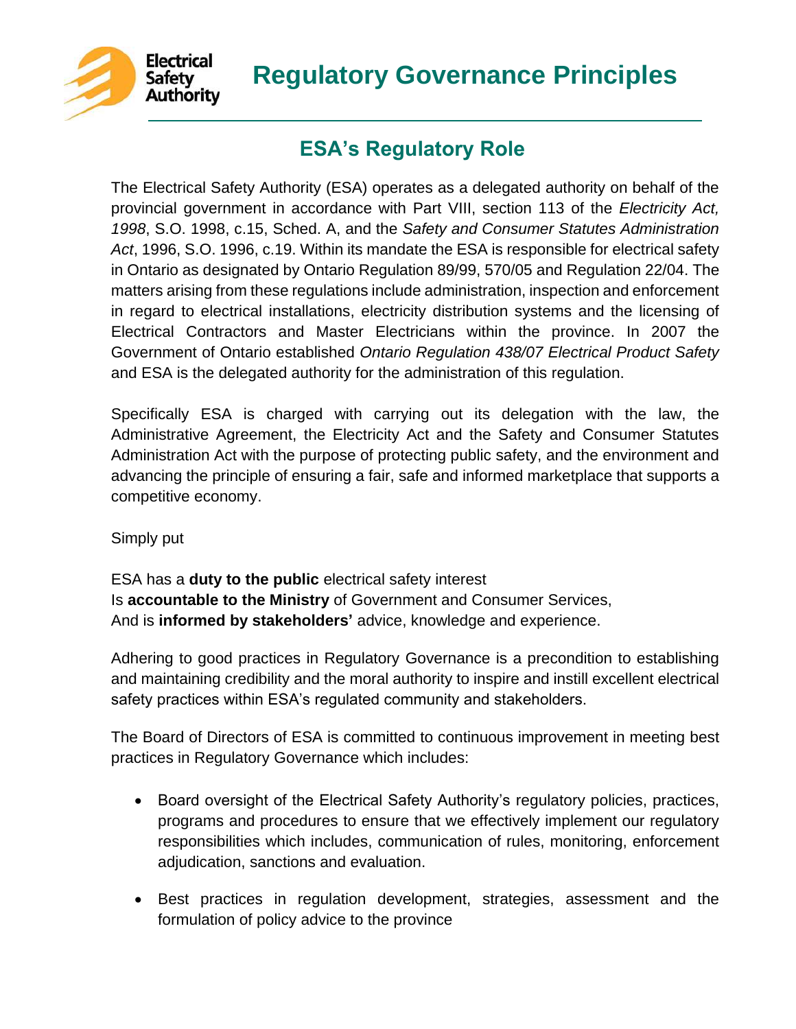# Regulatory Governance Principles

## ESA's Regulatory Role

The Electrical Safety Authority (ESA) operates as a delegated authority on behalf of the provincial government in accordance with Part VIII, section 113 of the *Electricity Act, 1998*, S.O. 1998, c.15, Sched. A, and the *Safety and Consumer Statutes Administration Act*, 1996, S.O. 1996, c.19. Within its mandate the ESA is responsible for electrical safety in Ontario as designated by Ontario Regulation 89/99, 570/05 and Regulation 22/04. The matters arising from these regulations include administration, inspection and enforcement in regard to electrical installations, electricity distribution systems and the licensing of Electrical Contractors and Master Electricians within the province. In 2007 the Government of Ontario established *Ontario Regulation 438/07 Electrical Product Safety* and ESA is the delegated authority for the administration of this regulation.

Specifically ESA is charged with carrying out its delegation with the law, the Administrative Agreement, the Electricity Act and the Safety and Consumer Statutes Administration Act with the purpose of protecting public safety, and the environment and advancing the principle of ensuring a fair, safe and informed marketplace that supports a competitive economy.

Simply put

ESA has a **duty to the public** electrical safety interest
Is **accountable to the Ministry** of Government and Consumer Services,
And is **informed by stakeholders'** advice, knowledge and experience.

Adhering to good practices in Regulatory Governance is a precondition to establishing and maintaining credibility and the moral authority to inspire and instill excellent electrical safety practices within ESA's regulated community and stakeholders.

The Board of Directors of ESA is committed to continuous improvement in meeting best practices in Regulatory Governance which includes:

- Board oversight of the Electrical Safety Authority's regulatory policies, practices, programs and procedures to ensure that we effectively implement our regulatory responsibilities which includes, communication of rules, monitoring, enforcement adjudication, sanctions and evaluation.
- Best practices in regulation development, strategies, assessment and the formulation of policy advice to the province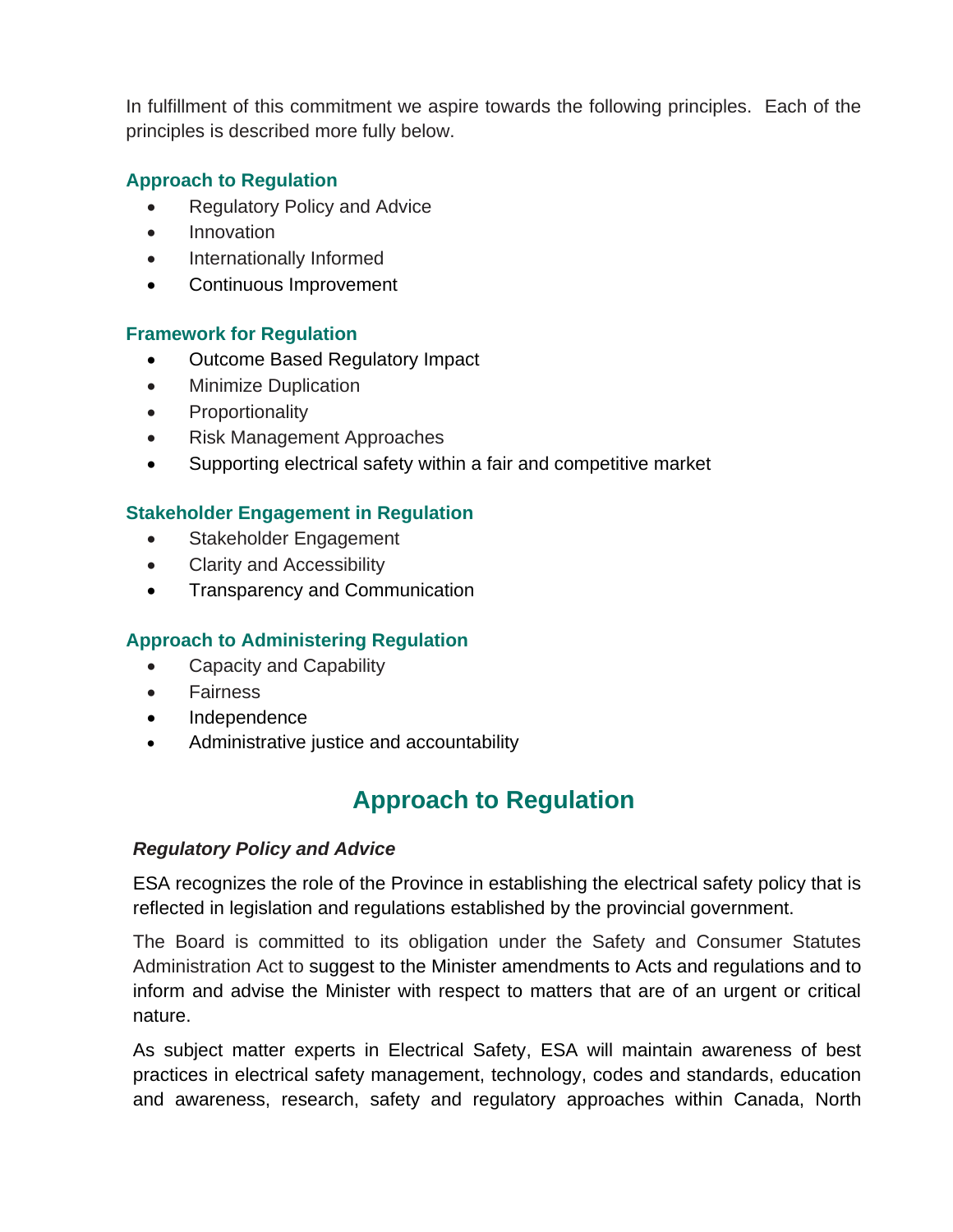In fulfillment of this commitment we aspire towards the following principles. Each of the principles is described more fully below.

**Approach to Regulation**

- Regulatory Policy and Advice
- Innovation
- Internationally Informed
- Continuous Improvement

**Framework for Regulation**

- Outcome Based Regulatory Impact
- Minimize Duplication
- Proportionality
- Risk Management Approaches
- Supporting electrical safety within a fair and competitive market

**Stakeholder Engagement in Regulation**

- Stakeholder Engagement
- Clarity and Accessibility
- Transparency and Communication

**Approach to Administering Regulation**

- Capacity and Capability
- Fairness
- Independence
- Administrative justice and accountability

## Approach to Regulation

***Regulatory Policy and Advice***

ESA recognizes the role of the Province in establishing the electrical safety policy that is reflected in legislation and regulations established by the provincial government.

The Board is committed to its obligation under the Safety and Consumer Statutes Administration Act to suggest to the Minister amendments to Acts and regulations and to inform and advise the Minister with respect to matters that are of an urgent or critical nature.

As subject matter experts in Electrical Safety, ESA will maintain awareness of best practices in electrical safety management, technology, codes and standards, education and awareness, research, safety and regulatory approaches within Canada, North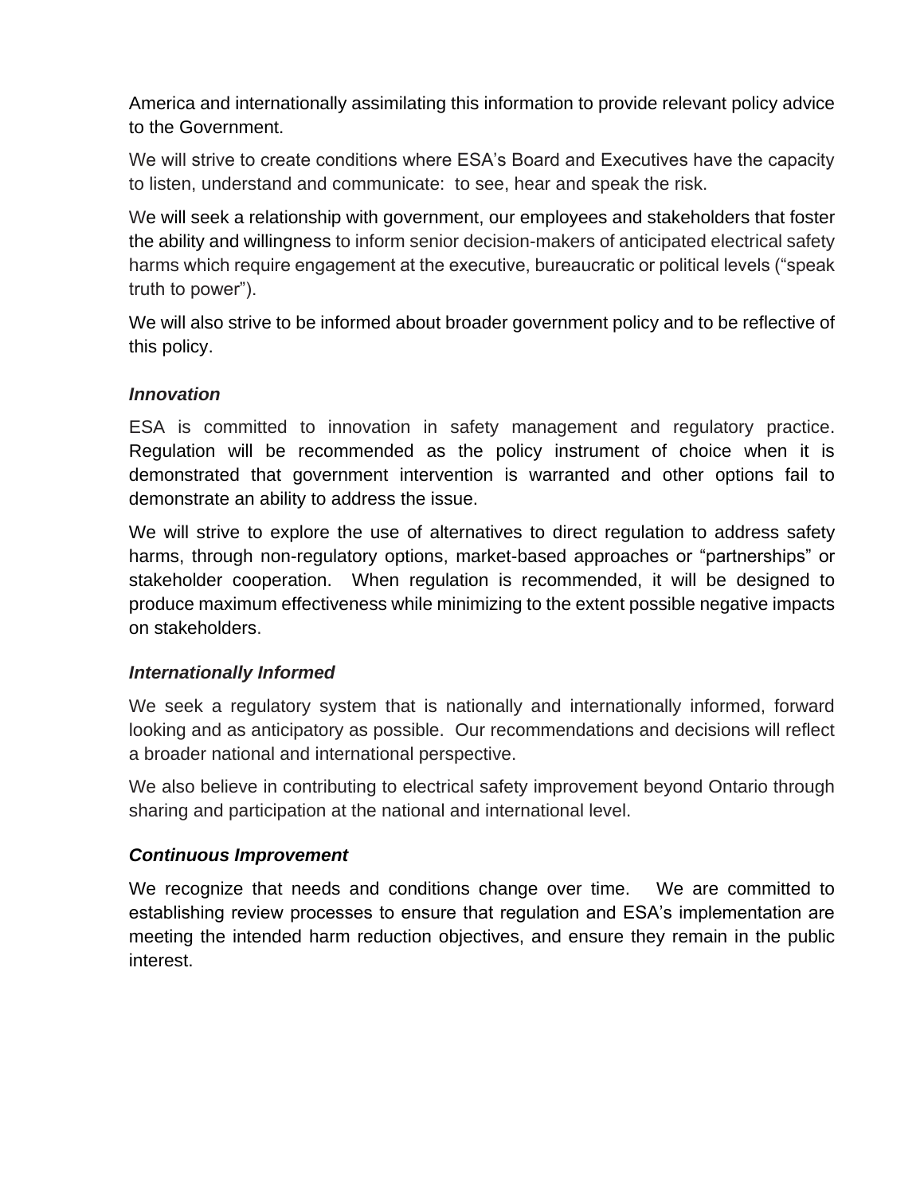America and internationally assimilating this information to provide relevant policy advice to the Government.

We will strive to create conditions where ESA's Board and Executives have the capacity to listen, understand and communicate: to see, hear and speak the risk.

We will seek a relationship with government, our employees and stakeholders that foster the ability and willingness to inform senior decision-makers of anticipated electrical safety harms which require engagement at the executive, bureaucratic or political levels ("speak truth to power").

We will also strive to be informed about broader government policy and to be reflective of this policy.

### *Innovation*

ESA is committed to innovation in safety management and regulatory practice. Regulation will be recommended as the policy instrument of choice when it is demonstrated that government intervention is warranted and other options fail to demonstrate an ability to address the issue.

We will strive to explore the use of alternatives to direct regulation to address safety harms, through non-regulatory options, market-based approaches or "partnerships" or stakeholder cooperation. When regulation is recommended, it will be designed to produce maximum effectiveness while minimizing to the extent possible negative impacts on stakeholders.

### *Internationally Informed*

We seek a regulatory system that is nationally and internationally informed, forward looking and as anticipatory as possible. Our recommendations and decisions will reflect a broader national and international perspective.

We also believe in contributing to electrical safety improvement beyond Ontario through sharing and participation at the national and international level.

### *Continuous Improvement*

We recognize that needs and conditions change over time. We are committed to establishing review processes to ensure that regulation and ESA's implementation are meeting the intended harm reduction objectives, and ensure they remain in the public interest.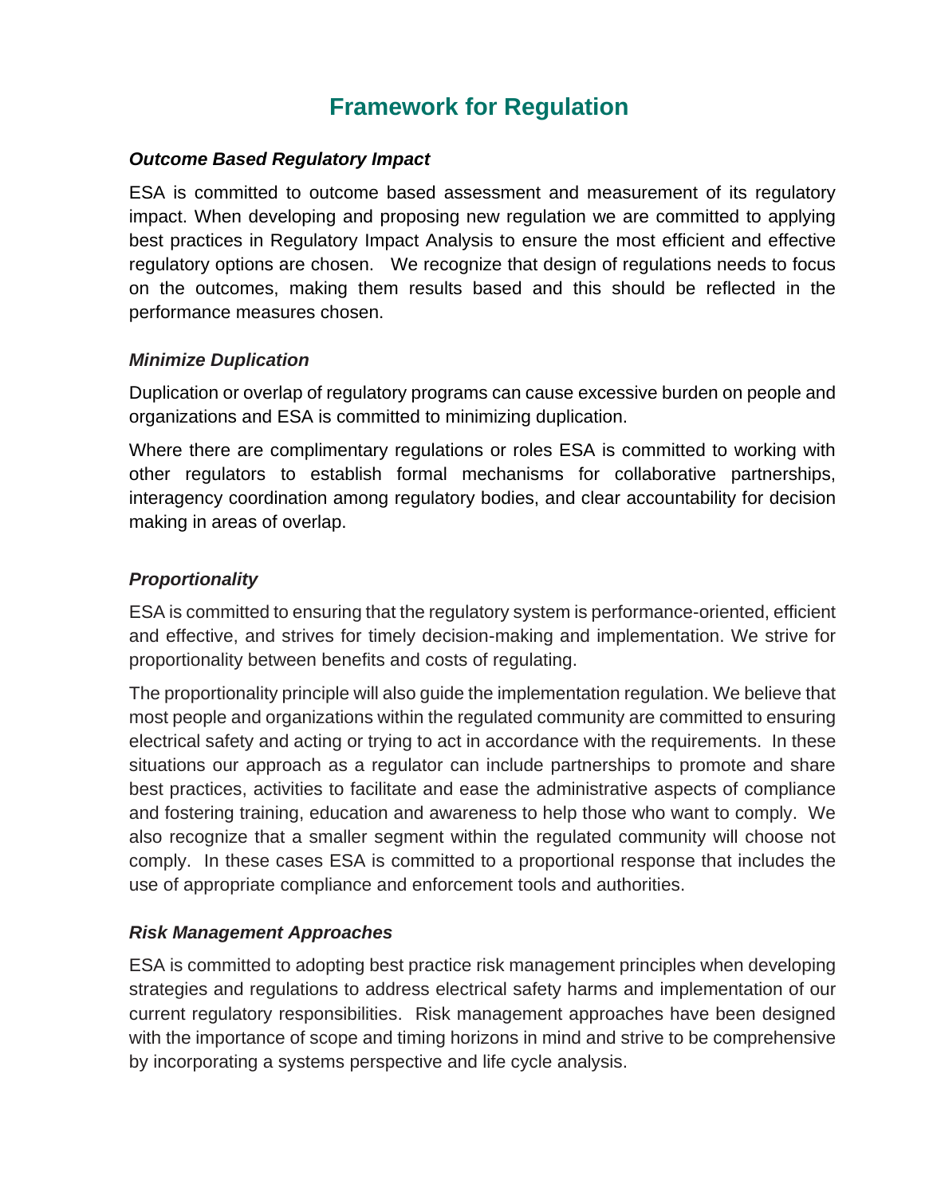# Framework for Regulation

### *Outcome Based Regulatory Impact*

ESA is committed to outcome based assessment and measurement of its regulatory impact. When developing and proposing new regulation we are committed to applying best practices in Regulatory Impact Analysis to ensure the most efficient and effective regulatory options are chosen. We recognize that design of regulations needs to focus on the outcomes, making them results based and this should be reflected in the performance measures chosen.

### *Minimize Duplication*

Duplication or overlap of regulatory programs can cause excessive burden on people and organizations and ESA is committed to minimizing duplication.

Where there are complimentary regulations or roles ESA is committed to working with other regulators to establish formal mechanisms for collaborative partnerships, interagency coordination among regulatory bodies, and clear accountability for decision making in areas of overlap.

### *Proportionality*

ESA is committed to ensuring that the regulatory system is performance-oriented, efficient and effective, and strives for timely decision-making and implementation. We strive for proportionality between benefits and costs of regulating.

The proportionality principle will also guide the implementation regulation. We believe that most people and organizations within the regulated community are committed to ensuring electrical safety and acting or trying to act in accordance with the requirements. In these situations our approach as a regulator can include partnerships to promote and share best practices, activities to facilitate and ease the administrative aspects of compliance and fostering training, education and awareness to help those who want to comply. We also recognize that a smaller segment within the regulated community will choose not comply. In these cases ESA is committed to a proportional response that includes the use of appropriate compliance and enforcement tools and authorities.

### *Risk Management Approaches*

ESA is committed to adopting best practice risk management principles when developing strategies and regulations to address electrical safety harms and implementation of our current regulatory responsibilities. Risk management approaches have been designed with the importance of scope and timing horizons in mind and strive to be comprehensive by incorporating a systems perspective and life cycle analysis.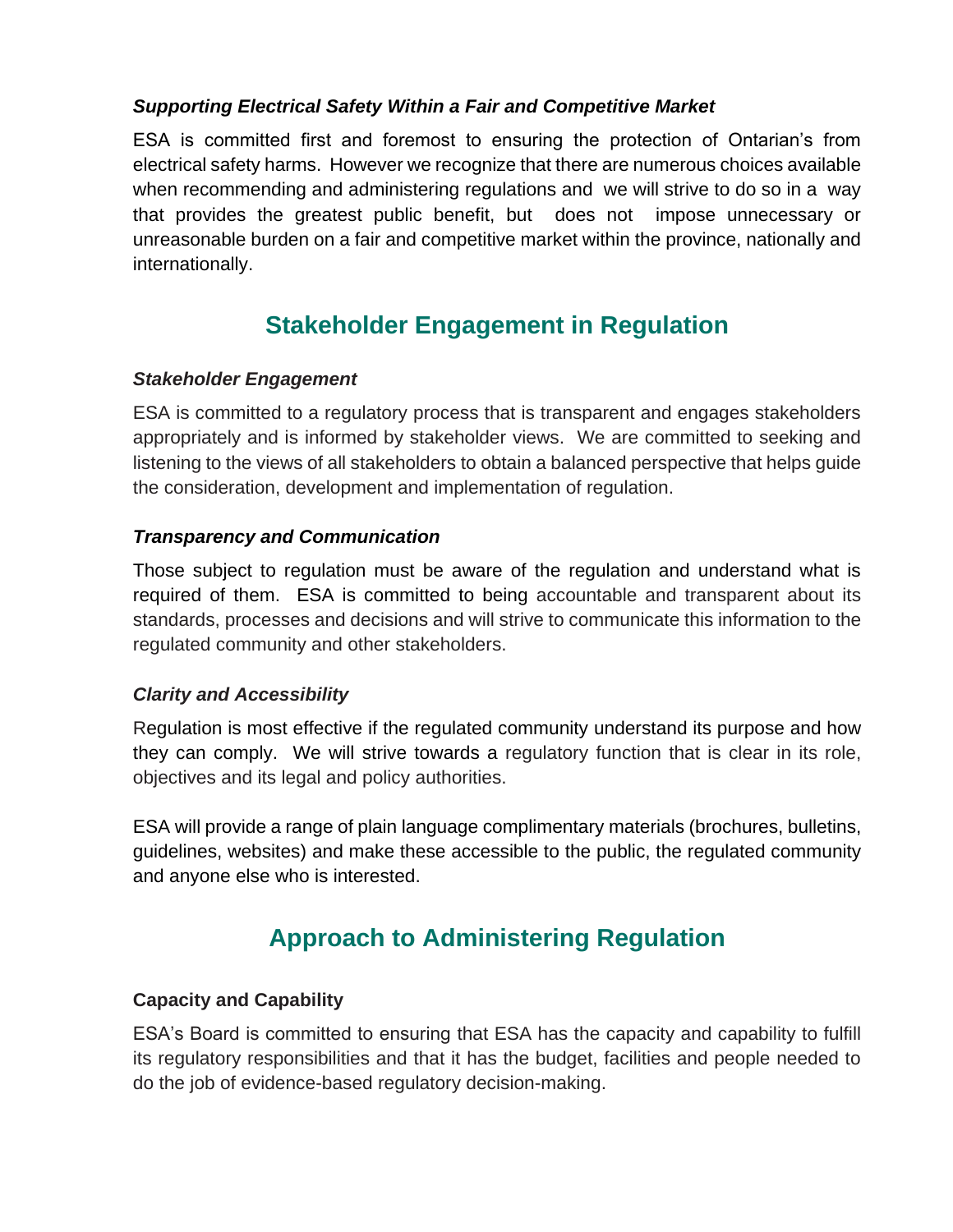***Supporting Electrical Safety Within a Fair and Competitive Market***

ESA is committed first and foremost to ensuring the protection of Ontarian's from electrical safety harms. However we recognize that there are numerous choices available when recommending and administering regulations and we will strive to do so in a way that provides the greatest public benefit, but does not impose unnecessary or unreasonable burden on a fair and competitive market within the province, nationally and internationally.

## Stakeholder Engagement in Regulation

***Stakeholder Engagement***

ESA is committed to a regulatory process that is transparent and engages stakeholders appropriately and is informed by stakeholder views. We are committed to seeking and listening to the views of all stakeholders to obtain a balanced perspective that helps guide the consideration, development and implementation of regulation.

***Transparency and Communication***

Those subject to regulation must be aware of the regulation and understand what is required of them. ESA is committed to being accountable and transparent about its standards, processes and decisions and will strive to communicate this information to the regulated community and other stakeholders.

***Clarity and Accessibility***

Regulation is most effective if the regulated community understand its purpose and how they can comply. We will strive towards a regulatory function that is clear in its role, objectives and its legal and policy authorities.

ESA will provide a range of plain language complimentary materials (brochures, bulletins, guidelines, websites) and make these accessible to the public, the regulated community and anyone else who is interested.

## Approach to Administering Regulation

**Capacity and Capability**

ESA's Board is committed to ensuring that ESA has the capacity and capability to fulfill its regulatory responsibilities and that it has the budget, facilities and people needed to do the job of evidence-based regulatory decision-making.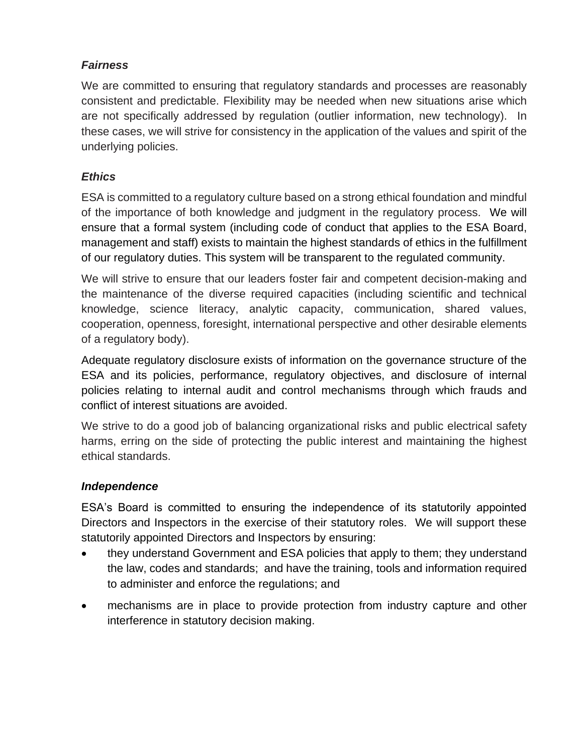### *Fairness*

We are committed to ensuring that regulatory standards and processes are reasonably consistent and predictable. Flexibility may be needed when new situations arise which are not specifically addressed by regulation (outlier information, new technology). In these cases, we will strive for consistency in the application of the values and spirit of the underlying policies.

### *Ethics*

ESA is committed to a regulatory culture based on a strong ethical foundation and mindful of the importance of both knowledge and judgment in the regulatory process. We will ensure that a formal system (including code of conduct that applies to the ESA Board, management and staff) exists to maintain the highest standards of ethics in the fulfillment of our regulatory duties. This system will be transparent to the regulated community.

We will strive to ensure that our leaders foster fair and competent decision-making and the maintenance of the diverse required capacities (including scientific and technical knowledge, science literacy, analytic capacity, communication, shared values, cooperation, openness, foresight, international perspective and other desirable elements of a regulatory body).

Adequate regulatory disclosure exists of information on the governance structure of the ESA and its policies, performance, regulatory objectives, and disclosure of internal policies relating to internal audit and control mechanisms through which frauds and conflict of interest situations are avoided.

We strive to do a good job of balancing organizational risks and public electrical safety harms, erring on the side of protecting the public interest and maintaining the highest ethical standards.

### *Independence*

ESA's Board is committed to ensuring the independence of its statutorily appointed Directors and Inspectors in the exercise of their statutory roles. We will support these statutorily appointed Directors and Inspectors by ensuring:

- they understand Government and ESA policies that apply to them; they understand the law, codes and standards; and have the training, tools and information required to administer and enforce the regulations; and
- mechanisms are in place to provide protection from industry capture and other interference in statutory decision making.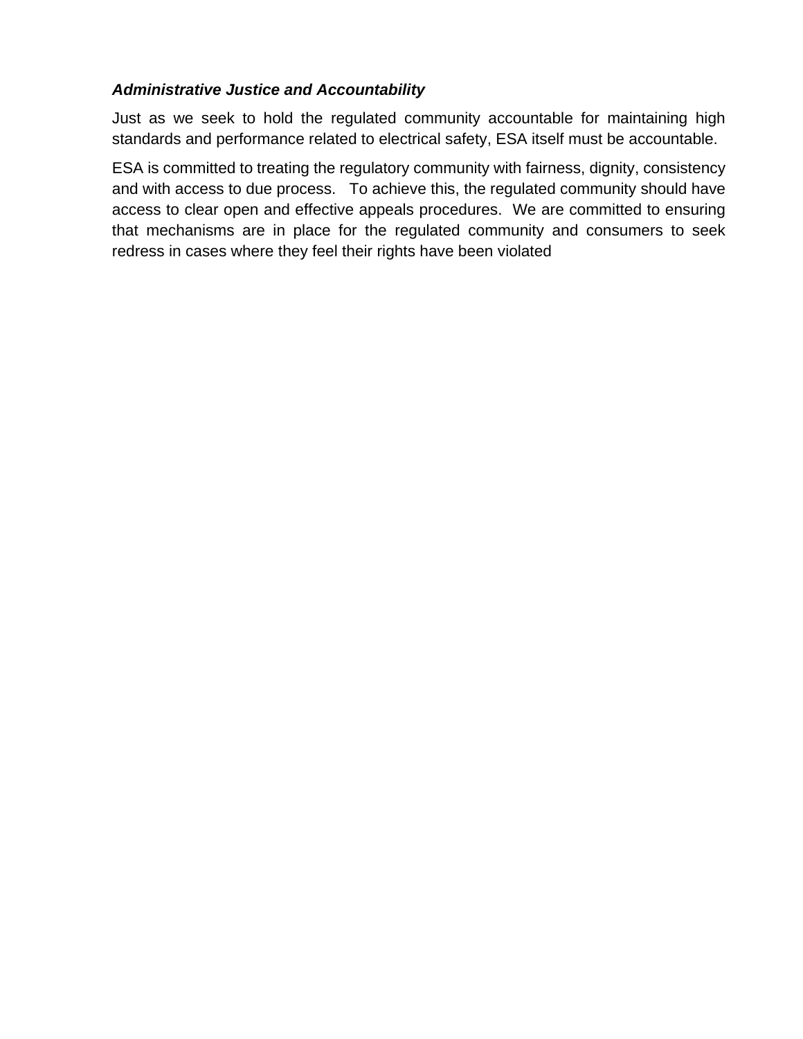***Administrative Justice and Accountability***

Just as we seek to hold the regulated community accountable for maintaining high standards and performance related to electrical safety, ESA itself must be accountable.

ESA is committed to treating the regulatory community with fairness, dignity, consistency and with access to due process. To achieve this, the regulated community should have access to clear open and effective appeals procedures. We are committed to ensuring that mechanisms are in place for the regulated community and consumers to seek redress in cases where they feel their rights have been violated